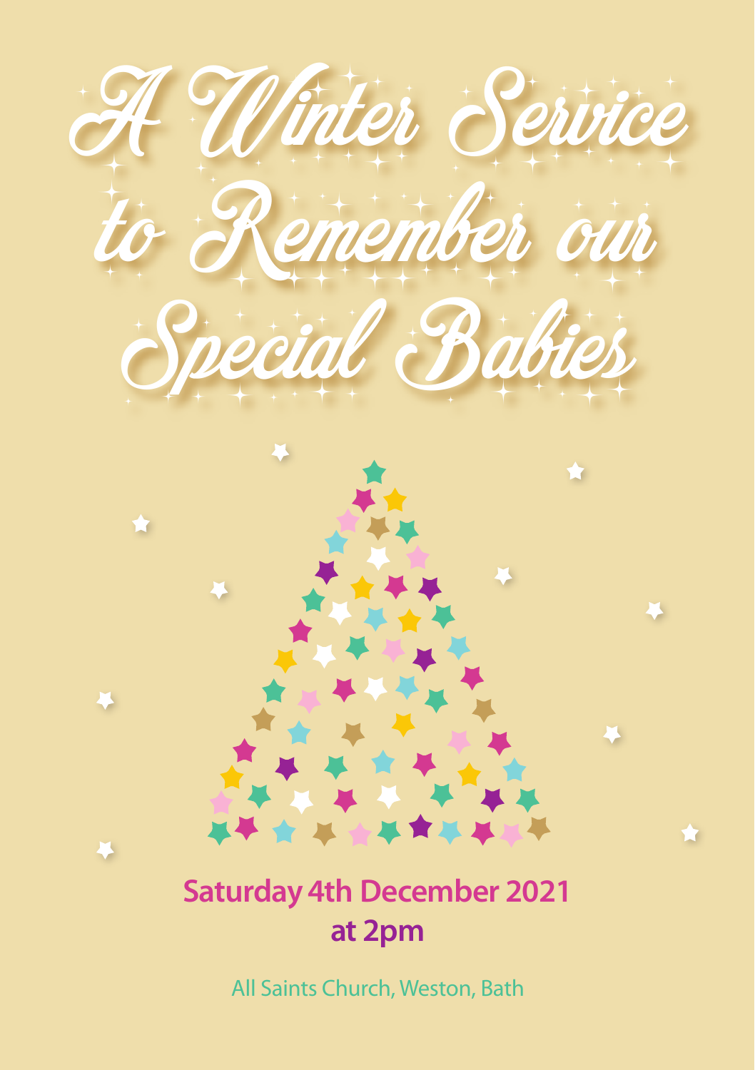# A Winter Service to Remember our Special Babies

**Saturday 4th December 2021**

**at 2pm**

All Saints Church, Weston, Bath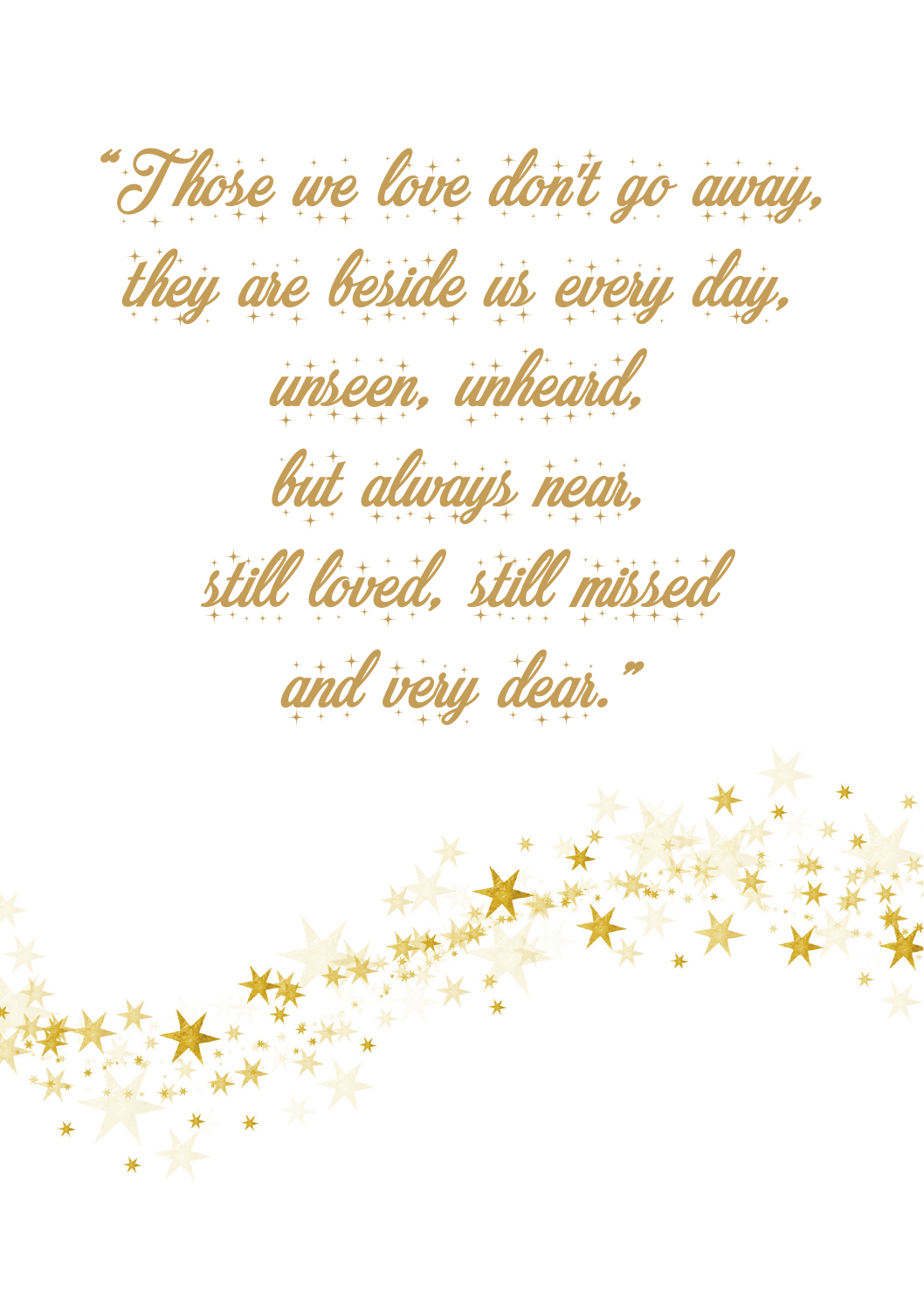"Those we love don't go away,
they are beside us every day,
unseen, unheard,
but always near,
still loved, still missed
and very dear."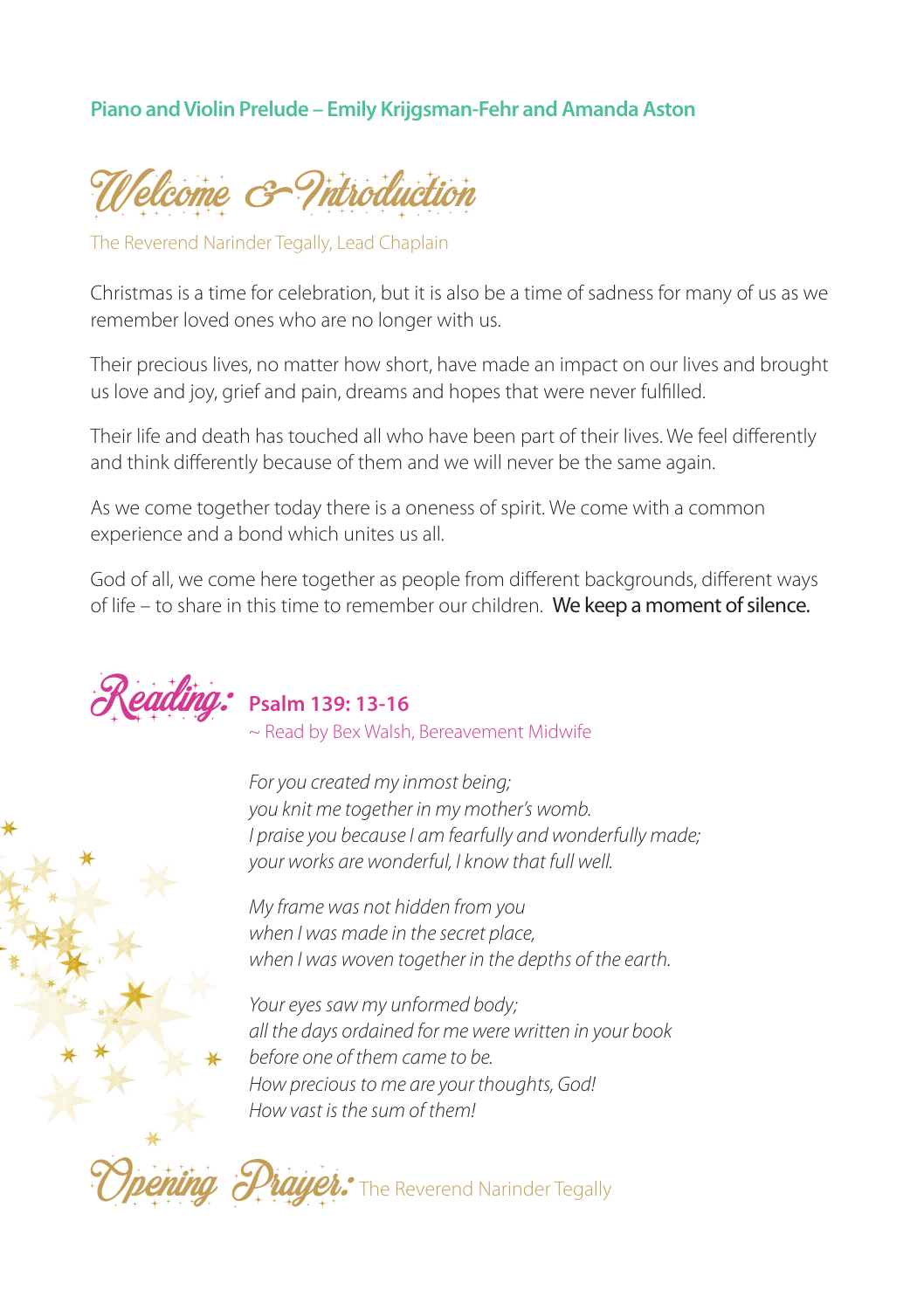**Piano and Violin Prelude – Emily Krijgsman-Fehr and Amanda Aston**

## Welcome & Introduction

The Reverend Narinder Tegally, Lead Chaplain

Christmas is a time for celebration, but it is also be a time of sadness for many of us as we remember loved ones who are no longer with us.

Their precious lives, no matter how short, have made an impact on our lives and brought us love and joy, grief and pain, dreams and hopes that were never fulfilled.

Their life and death has touched all who have been part of their lives. We feel differently and think differently because of them and we will never be the same again.

As we come together today there is a oneness of spirit. We come with a common experience and a bond which unites us all.

God of all, we come here together as people from different backgrounds, different ways of life – to share in this time to remember our children. We keep a moment of silence.

## Reading: **Psalm 139: 13-16**

~ Read by Bex Walsh, Bereavement Midwife

*For you created my inmost being;*
*you knit me together in my mother's womb.*
*I praise you because I am fearfully and wonderfully made;*
*your works are wonderful, I know that full well.*

*My frame was not hidden from you*
*when I was made in the secret place,*
*when I was woven together in the depths of the earth.*

*Your eyes saw my unformed body;*
*all the days ordained for me were written in your book*
*before one of them came to be.*
*How precious to me are your thoughts, God!*
*How vast is the sum of them!*

## Opening Prayer: The Reverend Narinder Tegally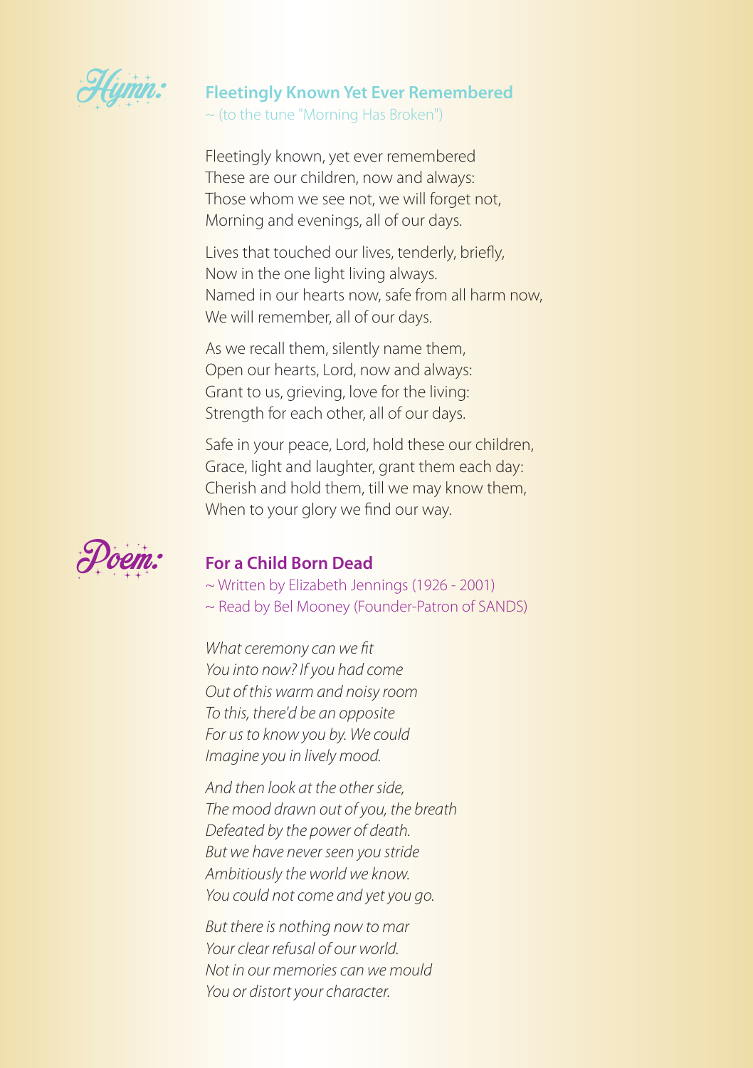**Hymn:**

## Fleetingly Known Yet Ever Remembered

~ (to the tune "Morning Has Broken")

Fleetingly known, yet ever remembered
These are our children, now and always:
Those whom we see not, we will forget not,
Morning and evenings, all of our days.

Lives that touched our lives, tenderly, briefly,
Now in the one light living always.
Named in our hearts now, safe from all harm now,
We will remember, all of our days.

As we recall them, silently name them,
Open our hearts, Lord, now and always:
Grant to us, grieving, love for the living:
Strength for each other, all of our days.

Safe in your peace, Lord, hold these our children,
Grace, light and laughter, grant them each day:
Cherish and hold them, till we may know them,
When to your glory we find our way.

**Poem:**

## For a Child Born Dead

~ Written by Elizabeth Jennings (1926 - 2001)
~ Read by Bel Mooney (Founder-Patron of SANDS)

*What ceremony can we fit*
*You into now? If you had come*
*Out of this warm and noisy room*
*To this, there'd be an opposite*
*For us to know you by. We could*
*Imagine you in lively mood.*

*And then look at the other side,*
*The mood drawn out of you, the breath*
*Defeated by the power of death.*
*But we have never seen you stride*
*Ambitiously the world we know.*
*You could not come and yet you go.*

*But there is nothing now to mar*
*Your clear refusal of our world.*
*Not in our memories can we mould*
*You or distort your character.*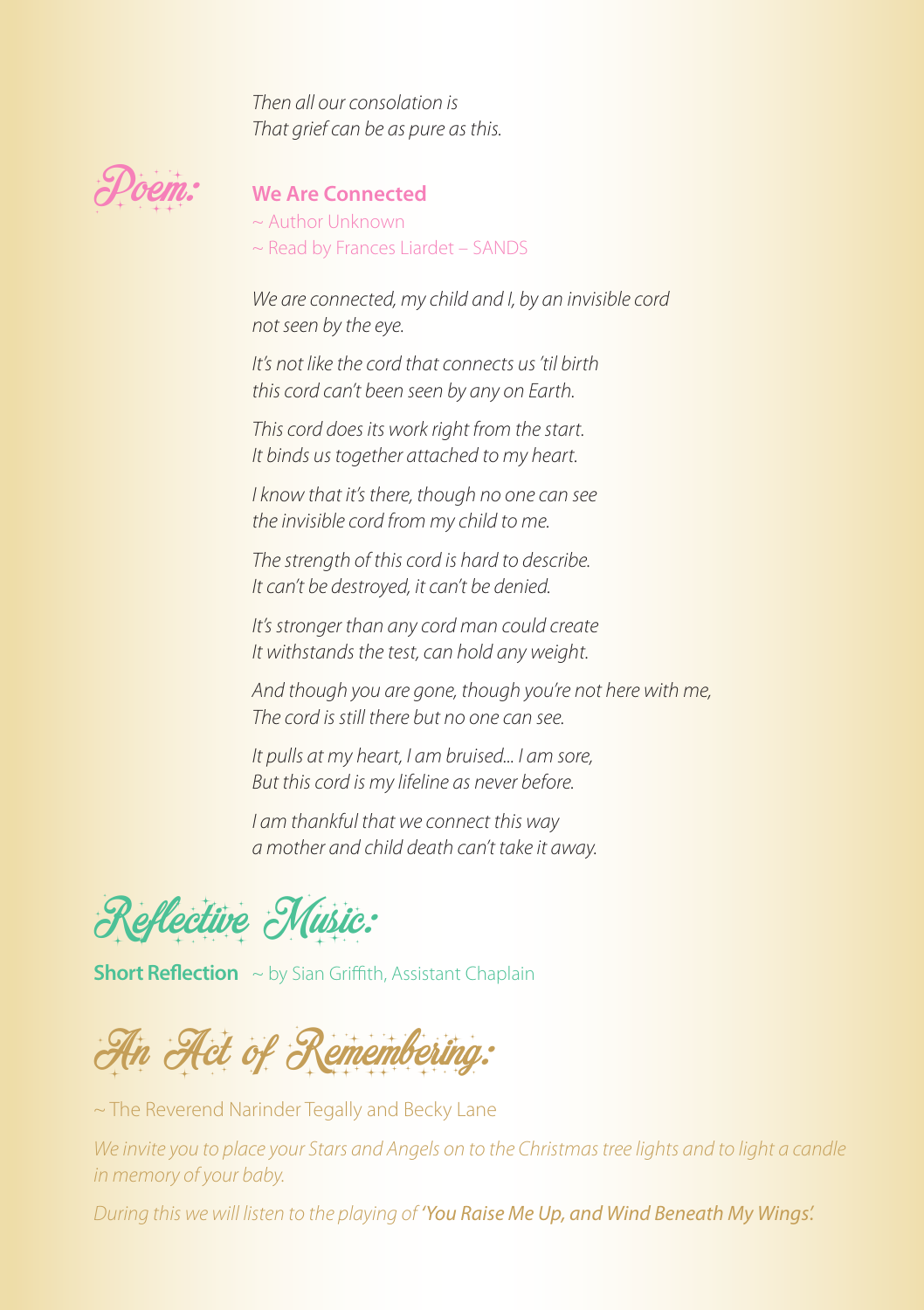*Then all our consolation is*
*That grief can be as pure as this.*

## Poem:

### We Are Connected

~ Author Unknown
~ Read by Frances Liardet – SANDS

*We are connected, my child and I, by an invisible cord*
*not seen by the eye.*

*It's not like the cord that connects us 'til birth*
*this cord can't been seen by any on Earth.*

*This cord does its work right from the start.*
*It binds us together attached to my heart.*

*I know that it's there, though no one can see*
*the invisible cord from my child to me.*

*The strength of this cord is hard to describe.*
*It can't be destroyed, it can't be denied.*

*It's stronger than any cord man could create*
*It withstands the test, can hold any weight.*

*And though you are gone, though you're not here with me,*
*The cord is still there but no one can see.*

*It pulls at my heart, I am bruised... I am sore,*
*But this cord is my lifeline as never before.*

*I am thankful that we connect this way*
*a mother and child death can't take it away.*

## Reflective Music:

**Short Reflection** ~ by Sian Griffith, Assistant Chaplain

## An Act of Remembering:

~ The Reverend Narinder Tegally and Becky Lane

*We invite you to place your Stars and Angels on to the Christmas tree lights and to light a candle in memory of your baby.*

*During this we will listen to the playing of* ***'You Raise Me Up, and Wind Beneath My Wings'.***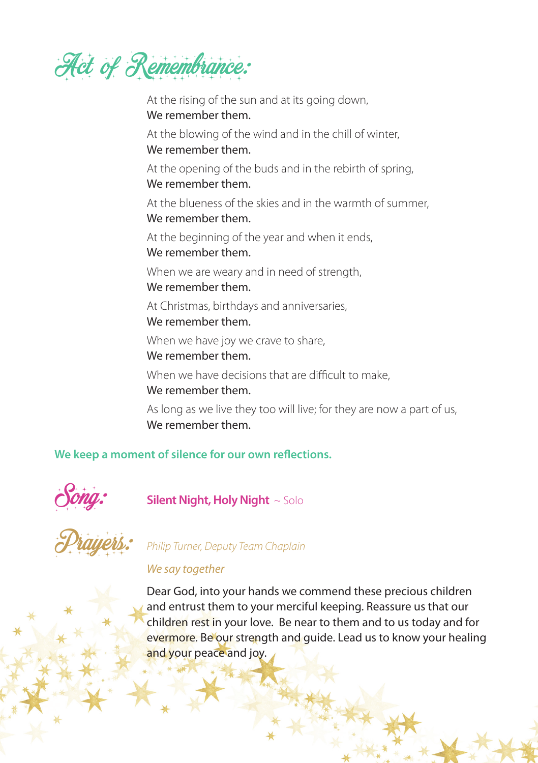## Act of Remembrance:

At the rising of the sun and at its going down,
**We remember them.**

At the blowing of the wind and in the chill of winter,
**We remember them.**

At the opening of the buds and in the rebirth of spring,
**We remember them.**

At the blueness of the skies and in the warmth of summer,
**We remember them.**

At the beginning of the year and when it ends,
**We remember them.**

When we are weary and in need of strength,
**We remember them.**

At Christmas, birthdays and anniversaries,
**We remember them.**

When we have joy we crave to share,
**We remember them.**

When we have decisions that are difficult to make,
**We remember them.**

As long as we live they too will live; for they are now a part of us,
**We remember them.**

**We keep a moment of silence for our own reflections.**

## Song:

**Silent Night, Holy Night** ~ Solo

## Prayers:

*Philip Turner, Deputy Team Chaplain*

*We say together*

Dear God, into your hands we commend these precious children and entrust them to your merciful keeping. Reassure us that our children rest in your love. Be near to them and to us today and for evermore. Be our strength and guide. Lead us to know your healing and your peace and joy.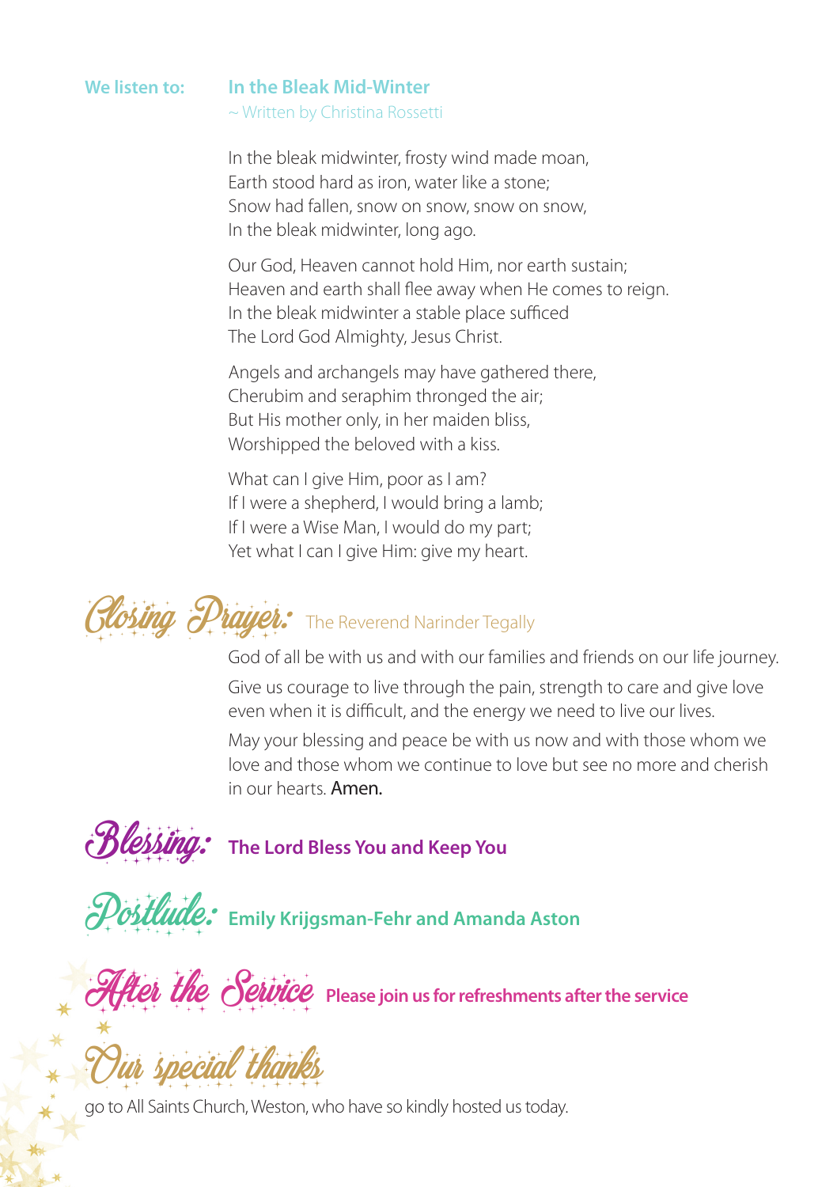**We listen to:** **In the Bleak Mid-Winter**
~ Written by Christina Rossetti

In the bleak midwinter, frosty wind made moan,
Earth stood hard as iron, water like a stone;
Snow had fallen, snow on snow, snow on snow,
In the bleak midwinter, long ago.

Our God, Heaven cannot hold Him, nor earth sustain;
Heaven and earth shall flee away when He comes to reign.
In the bleak midwinter a stable place sufficed
The Lord God Almighty, Jesus Christ.

Angels and archangels may have gathered there,
Cherubim and seraphim thronged the air;
But His mother only, in her maiden bliss,
Worshipped the beloved with a kiss.

What can I give Him, poor as I am?
If I were a shepherd, I would bring a lamb;
If I were a Wise Man, I would do my part;
Yet what I can I give Him: give my heart.

## Closing Prayer: The Reverend Narinder Tegally

God of all be with us and with our families and friends on our life journey.

Give us courage to live through the pain, strength to care and give love even when it is difficult, and the energy we need to live our lives.

May your blessing and peace be with us now and with those whom we love and those whom we continue to love but see no more and cherish in our hearts. **Amen.**

## Blessing: The Lord Bless You and Keep You

## Postlude: Emily Krijgsman-Fehr and Amanda Aston

## After the Service Please join us for refreshments after the service

## Our special thanks

go to All Saints Church, Weston, who have so kindly hosted us today.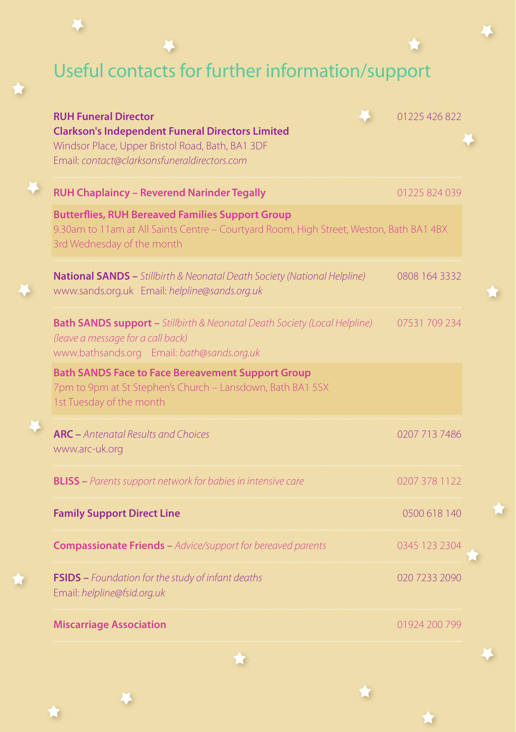# Useful contacts for further information/support

**RUH Funeral Director** — 01225 426 822
**Clarkson's Independent Funeral Directors Limited**
Windsor Place, Upper Bristol Road, Bath, BA1 3DF
Email: *contact@clarksonsfuneraldirectors.com*

---

**RUH Chaplaincy – Reverend Narinder Tegally** — 01225 824 039

**Butterflies, RUH Bereaved Families Support Group**
9.30am to 11am at All Saints Centre – Courtyard Room, High Street, Weston, Bath BA1 4BX
3rd Wednesday of the month

---

**National SANDS –** *Stillbirth & Neonatal Death Society (National Helpline)* — 0808 164 3332
www.sands.org.uk Email: *helpline@sands.org.uk*

---

**Bath SANDS support –** *Stillbirth & Neonatal Death Society (Local Helpline)* — 07531 709 234
*(leave a message for a call back)*
www.bathsands.org Email: *bath@sands.org.uk*

**Bath SANDS Face to Face Bereavement Support Group**
7pm to 9pm at St Stephen's Church – Lansdown, Bath BA1 5SX
1st Tuesday of the month

---

**ARC –** *Antenatal Results and Choices* — 0207 713 7486
www.arc-uk.org

---

**BLISS –** *Parents support network for babies in intensive care* — 0207 378 1122

---

**Family Support Direct Line** — 0500 618 140

---

**Compassionate Friends –** *Advice/support for bereaved parents* — 0345 123 2304

---

**FSIDS –** *Foundation for the study of infant deaths* — 020 7233 2090
Email: *helpline@fsid.org.uk*

---

**Miscarriage Association** — 01924 200 799